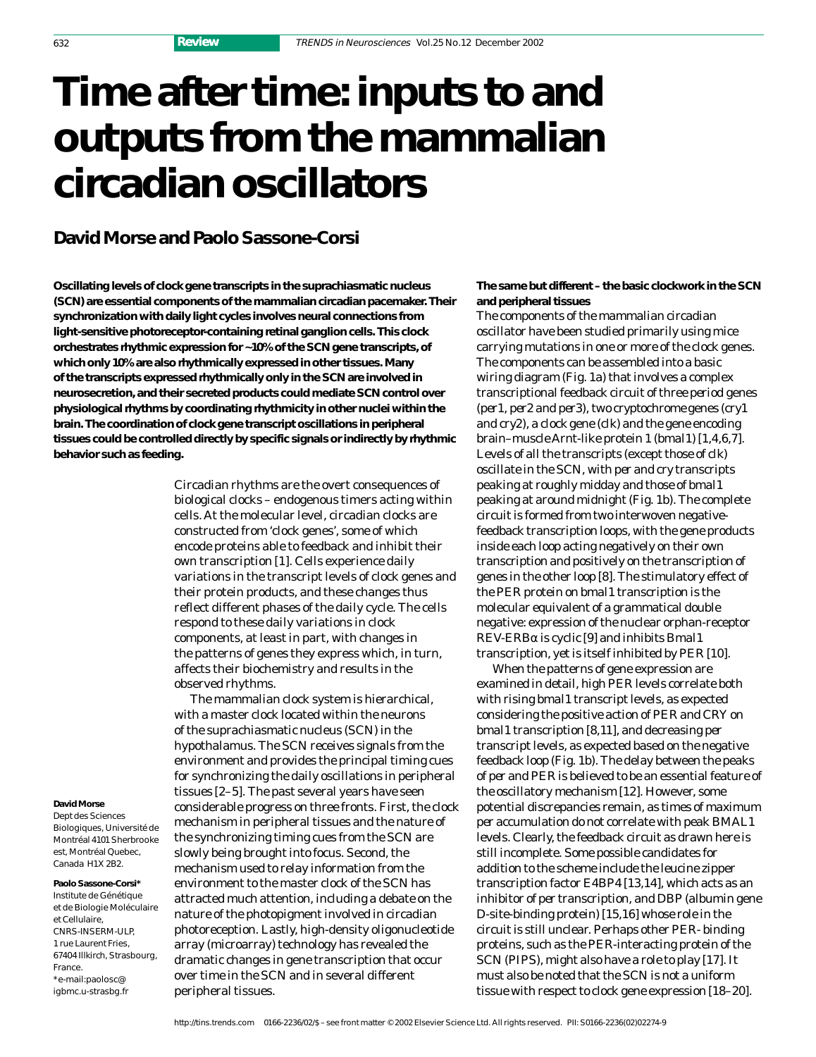# Time after time: inputs to and outputs from the mammalian circadian oscillators

## David Morse and Paolo Sassone-Corsi

**Oscillating levels of clock gene transcripts in the suprachiasmatic nucleus (SCN) are essential components of the mammalian circadian pacemaker. Their synchronization with daily light cycles involves neural connections from light-sensitive photoreceptor-containing retinal ganglion cells. This clock orchestrates rhythmic expression for ~10% of the SCN gene transcripts, of which only 10% are also rhythmically expressed in other tissues. Many of the transcripts expressed rhythmically only in the SCN are involved in neurosecretion, and their secreted products could mediate SCN control over physiological rhythms by coordinating rhythmicity in other nuclei within the brain. The coordination of clock gene transcript oscillations in peripheral tissues could be controlled directly by specific signals or indirectly by rhythmic behavior such as feeding.**

Circadian rhythms are the overt consequences of biological clocks – endogenous timers acting within cells. At the molecular level, circadian clocks are constructed from 'clock genes', some of which encode proteins able to feedback and inhibit their own transcription [1]. Cells experience daily variations in the transcript levels of clock genes and their protein products, and these changes thus reflect different phases of the daily cycle. The cells respond to these daily variations in clock components, at least in part, with changes in the patterns of genes they express which, in turn, affects their biochemistry and results in the observed rhythms.

The mammalian clock system is hierarchical, with a master clock located within the neurons of the suprachiasmatic nucleus (SCN) in the hypothalamus. The SCN receives signals from the environment and provides the principal timing cues for synchronizing the daily oscillations in peripheral tissues [2–5]. The past several years have seen considerable progress on three fronts. First, the clock mechanism in peripheral tissues and the nature of the synchronizing timing cues from the SCN are slowly being brought into focus. Second, the mechanism used to relay information from the environment to the master clock of the SCN has attracted much attention, including a debate on the nature of the photopigment involved in circadian photoreception. Lastly, high-density oligonucleotide array (microarray) technology has revealed the dramatic changes in gene transcription that occur over time in the SCN and in several different peripheral tissues.

**David Morse**
Dept des Sciences Biologiques, Université de Montréal 4101 Sherbrooke est, Montréal Quebec, Canada H1X 2B2.

**Paolo Sassone-Corsi***
Institute de Génétique et de Biologie Moléculaire et Cellulaire, CNRS-INSERM-ULP, 1 rue Laurent Fries, 67404 Illkirch, Strasbourg, France.
*e-mail:paolosc@igbmc.u-strasbg.fr

### The same but different – the basic clockwork in the SCN and peripheral tissues

The components of the mammalian circadian oscillator have been studied primarily using mice carrying mutations in one or more of the clock genes. The components can be assembled into a basic wiring diagram (Fig. 1a) that involves a complex transcriptional feedback circuit of three *period* genes (*per1*, *per2* and *per3*), two cryptochrome genes (*cry1* and *cry2*), a clock gene (*clk*) and the gene encoding brain–muscle Arnt-like protein 1 (*bmal1*) [1,4,6,7]. Levels of all the transcripts (except those of *clk*) oscillate in the SCN, with *per* and *cry* transcripts peaking at roughly midday and those of *bmal1* peaking at around midnight (Fig. 1b). The complete circuit is formed from two interwoven negative-feedback transcription loops, with the gene products inside each loop acting negatively on their own transcription and positively on the transcription of genes in the other loop [8]. The stimulatory effect of the PER protein on *bmal1* transcription is the molecular equivalent of a grammatical double negative: expression of the nuclear orphan-receptor REV-ERBα is cyclic [9] and inhibits *Bmal1* transcription, yet is itself inhibited by PER [10].

When the patterns of gene expression are examined in detail, high PER levels correlate both with rising *bmal1* transcript levels, as expected considering the positive action of PER and CRY on *bmal1* transcription [8,11], and decreasing *per* transcript levels, as expected based on the negative feedback loop (Fig. 1b). The delay between the peaks of *per* and PER is believed to be an essential feature of the oscillatory mechanism [12]. However, some potential discrepancies remain, as times of maximum *per* accumulation do not correlate with peak BMAL1 levels. Clearly, the feedback circuit as drawn here is still incomplete. Some possible candidates for addition to the scheme include the leucine zipper transcription factor E4BP4 [13,14], which acts as an inhibitor of *per* transcription, and DBP (albumin gene D-site-binding protein) [15,16] whose role in the circuit is still unclear. Perhaps other PER- binding proteins, such as the PER-interacting protein of the SCN (PIPS), might also have a role to play [17]. It must also be noted that the SCN is not a uniform tissue with respect to clock gene expression [18–20].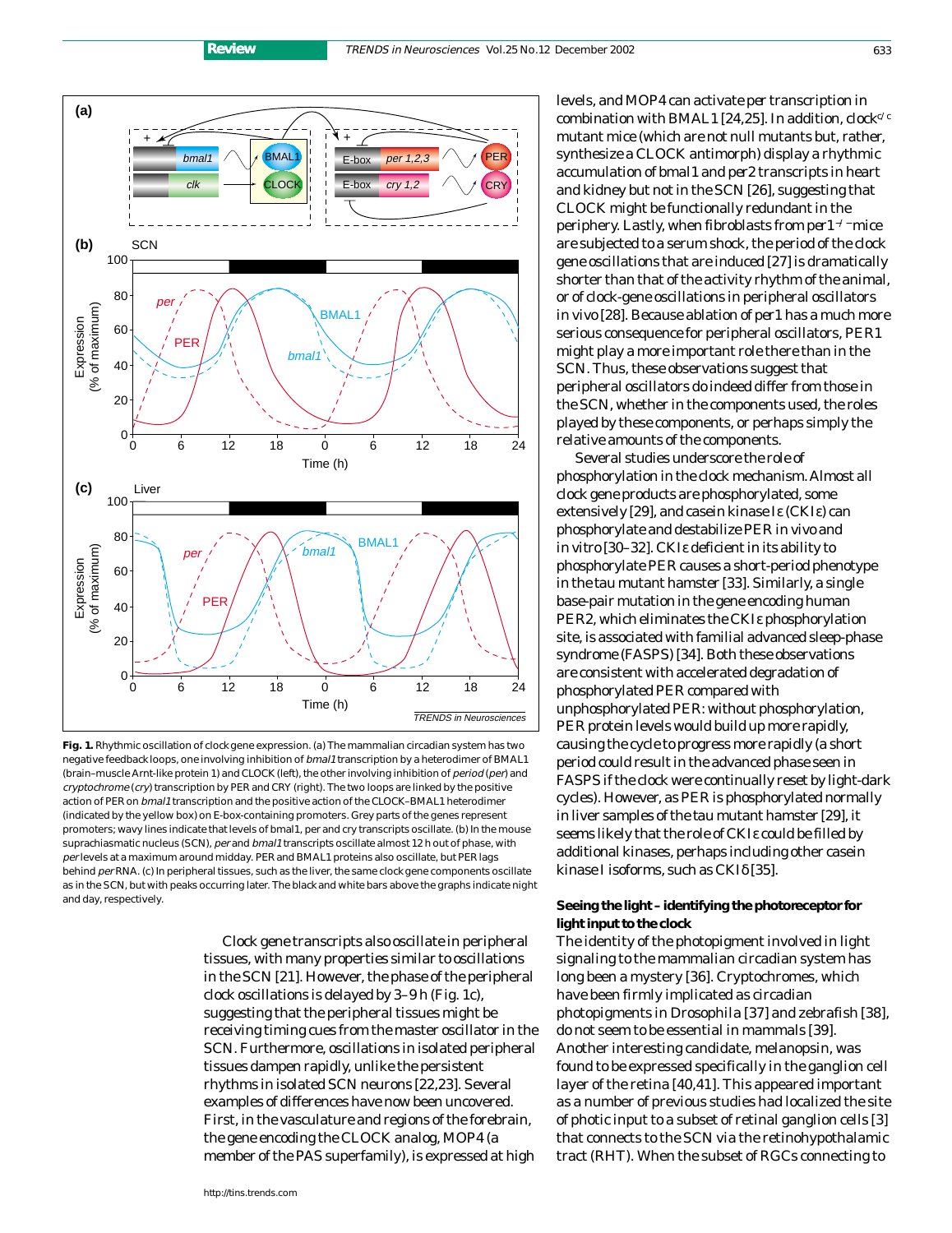(a)

\+ bmal1 BMAL1 clk CLOCK

\+ E-box per 1,2,3 PER E-box cry 1,2 CRY

(b) SCN

100 80 60 40 20 0

Expression (% of maximum)

per PER BMAL1 bmal1

0 6 12 18 0 6 12 18 24

Time (h)

(c) Liver

100 80 60 40 20 0

Expression (% of maximum)

per PER bmal1 BMAL1

0 6 12 18 0 6 12 18 24

Time (h)

TRENDS in Neurosciences

**Fig. 1.** Rhythmic oscillation of clock gene expression. (a) The mammalian circadian system has two negative feedback loops, one involving inhibition of *bmal1* transcription by a heterodimer of BMAL1 (brain–muscle Arnt-like protein 1) and CLOCK (left), the other involving inhibition of *period* (*per*) and *cryptochrome* (*cry*) transcription by PER and CRY (right). The two loops are linked by the positive action of PER on *bmal1* transcription and the positive action of the CLOCK–BMAL1 heterodimer (indicated by the yellow box) on E-box-containing promoters. Grey parts of the genes represent promoters; wavy lines indicate that levels of bmal1, per and cry transcripts oscillate. (b) In the mouse suprachiasmatic nucleus (SCN), *per* and *bmal1* transcripts oscillate almost 12 h out of phase, with *per* levels at a maximum around midday. PER and BMAL1 proteins also oscillate, but PER lags behind *per* RNA. (c) In peripheral tissues, such as the liver, the same clock gene components oscillate as in the SCN, but with peaks occurring later. The black and white bars above the graphs indicate night and day, respectively.

Clock gene transcripts also oscillate in peripheral tissues, with many properties similar to oscillations in the SCN [21]. However, the phase of the peripheral clock oscillations is delayed by 3–9 h (Fig. 1c), suggesting that the peripheral tissues might be receiving timing cues from the master oscillator in the SCN. Furthermore, oscillations in isolated peripheral tissues dampen rapidly, unlike the persistent rhythms in isolated SCN neurons [22,23]. Several examples of differences have now been uncovered. First, in the vasculature and regions of the forebrain, the gene encoding the CLOCK analog, MOP4 (a member of the PAS superfamily), is expressed at high levels, and MOP4 can activate per transcription in combination with BMAL1 [24,25]. In addition, $clock^{c/c}$ mutant mice (which are not null mutants but, rather, synthesize a CLOCK antimorph) display a rhythmic accumulation of bmal1 and per2 transcripts in heart and kidney but not in the SCN [26], suggesting that CLOCK might be functionally redundant in the periphery. Lastly, when fibroblasts from $per1^{-/-}$ mice are subjected to a serum shock, the period of the clock gene oscillations that are induced [27] is dramatically shorter than that of the activity rhythm of the animal, or of clock-gene oscillations in peripheral oscillators in vivo [28]. Because ablation of per1 has a much more serious consequence for peripheral oscillators, PER1 might play a more important role there than in the SCN. Thus, these observations suggest that peripheral oscillators do indeed differ from those in the SCN, whether in the components used, the roles played by these components, or perhaps simply the relative amounts of the components.

Several studies underscore the role of phosphorylation in the clock mechanism. Almost all clock gene products are phosphorylated, some extensively [29], and casein kinase Iε (CKIε) can phosphorylate and destabilize PER in vivo and in vitro [30–32]. CKIε deficient in its ability to phosphorylate PER causes a short-period phenotype in the tau mutant hamster [33]. Similarly, a single base-pair mutation in the gene encoding human PER2, which eliminates the CKIε phosphorylation site, is associated with familial advanced sleep-phase syndrome (FASPS) [34]. Both these observations are consistent with accelerated degradation of phosphorylated PER compared with unphosphorylated PER: without phosphorylation, PER protein levels would build up more rapidly, causing the cycle to progress more rapidly (a short period could result in the advanced phase seen in FASPS if the clock were continually reset by light-dark cycles). However, as PER is phosphorylated normally in liver samples of the tau mutant hamster [29], it seems likely that the role of CKIε could be filled by additional kinases, perhaps including other casein kinase I isoforms, such as CKIδ [35].

### Seeing the light – identifying the photoreceptor for light input to the clock

The identity of the photopigment involved in light signaling to the mammalian circadian system has long been a mystery [36]. Cryptochromes, which have been firmly implicated as circadian photopigments in Drosophila [37] and zebrafish [38], do not seem to be essential in mammals [39]. Another interesting candidate, melanopsin, was found to be expressed specifically in the ganglion cell layer of the retina [40,41]. This appeared important as a number of previous studies had localized the site of photic input to a subset of retinal ganglion cells [3] that connects to the SCN via the retinohypothalamic tract (RHT). When the subset of RGCs connecting to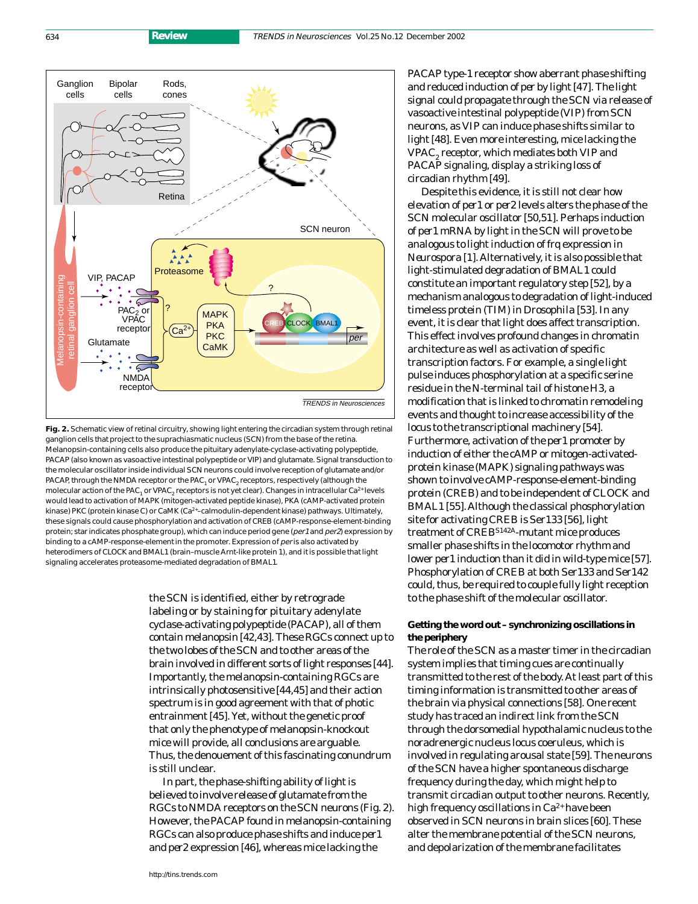Ganglion cells

Bipolar cells

Rods, cones

Retina

SCN neuron

Melanopsin-containing retinal ganglion cell

VIP, PACAP

$PAC_2$ or VPAC receptor

Glutamate

NMDA receptor

Proteasome

?

?

$Ca^{2+}$

MAPK
PKA
PKC
CaMK

CREB CLOCK BMAL1

*per*

TRENDS in Neurosciences

**Fig. 2.** Schematic view of retinal circuitry, showing light entering the circadian system through retinal ganglion cells that project to the suprachiasmatic nucleus (SCN) from the base of the retina. Melanopsin-containing cells also produce the pituitary adenylate-cyclase-activating polypeptide, PACAP (also known as vasoactive intestinal polypeptide or VIP) and glutamate. Signal transduction to the molecular oscillator inside individual SCN neurons could involve reception of glutamate and/or PACAP, through the NMDA receptor or the $PAC_1$ or $VPAC_2$ receptors, respectively (although the molecular action of the $PAC_1$ or $VPAC_2$ receptors is not yet clear). Changes in intracellular $Ca^{2+}$ levels would lead to activation of MAPK (mitogen-activated peptide kinase), PKA (cAMP-activated protein kinase) PKC (protein kinase C) or CaMK ($Ca^{2+}$–calmodulin-dependent kinase) pathways. Ultimately, these signals could cause phosphorylation and activation of CREB (cAMP-response-element-binding protein; star indicates phosphate group), which can induce period gene (*per1* and *per2*) expression by binding to a cAMP-response-element in the promoter. Expression of *per* is also activated by heterodimers of CLOCK and BMAL1 (brain–muscle Arnt-like protein 1), and it is possible that light signaling accelerates proteasome-mediated degradation of BMAL1.

the SCN is identified, either by retrograde labeling or by staining for pituitary adenylate cyclase-activating polypeptide (PACAP), all of them contain melanopsin [42,43]. These RGCs connect up to the two lobes of the SCN and to other areas of the brain involved in different sorts of light responses [44]. Importantly, the melanopsin-containing RGCs are intrinsically photosensitive [44,45] and their action spectrum is in good agreement with that of photic entrainment [45]. Yet, without the genetic proof that only the phenotype of melanopsin-knockout mice will provide, all conclusions are arguable. Thus, the denouement of this fascinating conundrum is still unclear.

In part, the phase-shifting ability of light is believed to involve release of glutamate from the RGCs to NMDA receptors on the SCN neurons (Fig. 2). However, the PACAP found in melanopsin-containing RGCs can also produce phase shifts and induce *per1* and *per2* expression [46], whereas mice lacking the PACAP type-1 receptor show aberrant phase shifting and reduced induction of *per* by light [47]. The light signal could propagate through the SCN via release of vasoactive intestinal polypeptide (VIP) from SCN neurons, as VIP can induce phase shifts similar to light [48]. Even more interesting, mice lacking the $VPAC_2$ receptor, which mediates both VIP and PACAP signaling, display a striking loss of circadian rhythm [49].

Despite this evidence, it is still not clear how elevation of *per1* or *per2* levels alters the phase of the SCN molecular oscillator [50,51]. Perhaps induction of *per1* mRNA by light in the SCN will prove to be analogous to light induction of *frq* expression in *Neurospora* [1]. Alternatively, it is also possible that light-stimulated degradation of BMAL1 could constitute an important regulatory step [52], by a mechanism analogous to degradation of light-induced timeless protein (TIM) in *Drosophila* [53]. In any event, it is clear that light does affect transcription. This effect involves profound changes in chromatin architecture as well as activation of specific transcription factors. For example, a single light pulse induces phosphorylation at a specific serine residue in the N-terminal tail of histone H3, a modification that is linked to chromatin remodeling events and thought to increase accessibility of the locus to the transcriptional machinery [54]. Furthermore, activation of the *per1* promoter by induction of either the cAMP or mitogen-activated-protein kinase (MAPK) signaling pathways was shown to involve cAMP-response-element-binding protein (CREB) and to be independent of CLOCK and BMAL1 [55]. Although the classical phosphorylation site for activating CREB is Ser133 [56], light treatment of $CREB^{S142A}$-mutant mice produces smaller phase shifts in the locomotor rhythm and lower *per1* induction than it did in wild-type mice [57]. Phosphorylation of CREB at both Ser133 and Ser142 could, thus, be required to couple fully light reception to the phase shift of the molecular oscillator.

### Getting the word out – synchronizing oscillations in the periphery

The role of the SCN as a master timer in the circadian system implies that timing cues are continually transmitted to the rest of the body. At least part of this timing information is transmitted to other areas of the brain via physical connections [58]. One recent study has traced an indirect link from the SCN through the dorsomedial hypothalamic nucleus to the noradrenergic nucleus locus coeruleus, which is involved in regulating arousal state [59]. The neurons of the SCN have a higher spontaneous discharge frequency during the day, which might help to transmit circadian output to other neurons. Recently, high frequency oscillations in $Ca^{2+}$ have been observed in SCN neurons in brain slices [60]. These alter the membrane potential of the SCN neurons, and depolarization of the membrane facilitates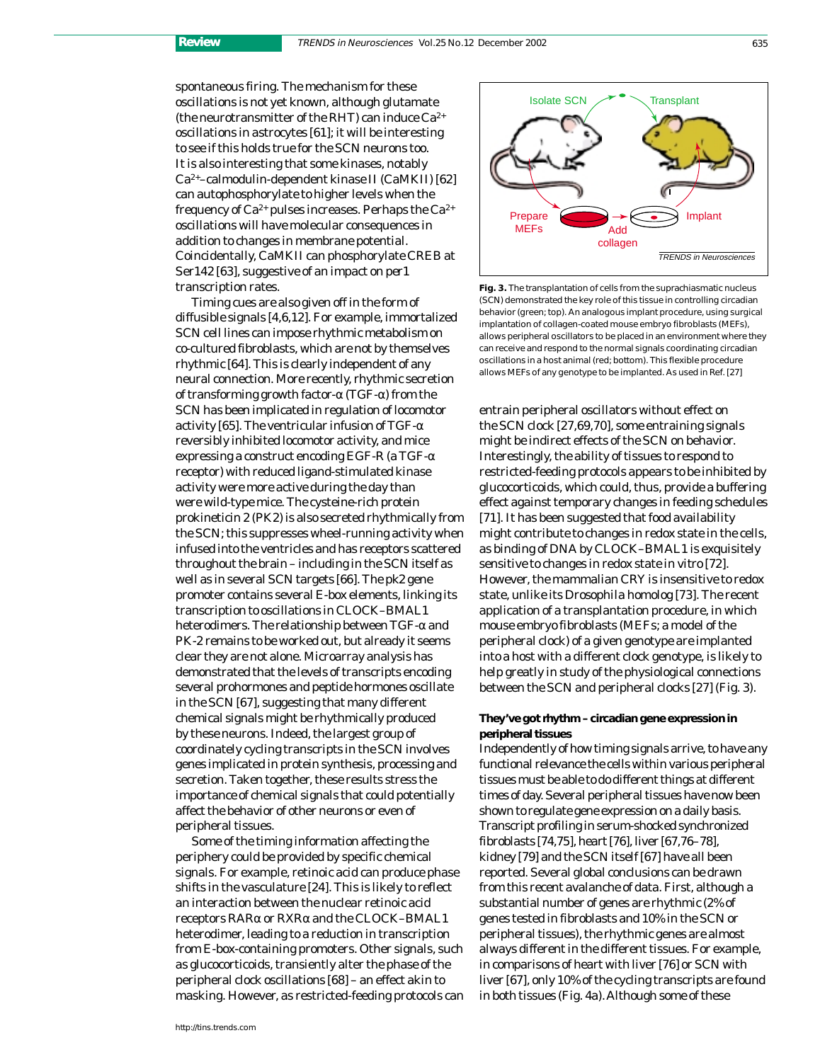spontaneous firing. The mechanism for these oscillations is not yet known, although glutamate (the neurotransmitter of the RHT) can induce $Ca^{2+}$ oscillations in astrocytes [61]; it will be interesting to see if this holds true for the SCN neurons too. It is also interesting that some kinases, notably $Ca^{2+}$–calmodulin-dependent kinase II (CaMKII) [62] can autophosphorylate to higher levels when the frequency of $Ca^{2+}$ pulses increases. Perhaps the $Ca^{2+}$ oscillations will have molecular consequences in addition to changes in membrane potential. Coincidentally, CaMKII can phosphorylate CREB at Ser142 [63], suggestive of an impact on *per1* transcription rates.

Timing cues are also given off in the form of diffusible signals [4,6,12]. For example, immortalized SCN cell lines can impose rhythmic metabolism on co-cultured fibroblasts, which are not by themselves rhythmic [64]. This is clearly independent of any neural connection. More recently, rhythmic secretion of transforming growth factor-α (TGF-α) from the SCN has been implicated in regulation of locomotor activity [65]. The ventricular infusion of TGF-α reversibly inhibited locomotor activity, and mice expressing a construct encoding EGF-R (a TGF-α receptor) with reduced ligand-stimulated kinase activity were more active during the day than were wild-type mice. The cysteine-rich protein prokineticin 2 (PK2) is also secreted rhythmically from the SCN; this suppresses wheel-running activity when infused into the ventricles and has receptors scattered throughout the brain – including in the SCN itself as well as in several SCN targets [66]. The *pk2* gene promoter contains several E-box elements, linking its transcription to oscillations in CLOCK–BMAL1 heterodimers. The relationship between TGF-α and PK-2 remains to be worked out, but already it seems clear they are not alone. Microarray analysis has demonstrated that the levels of transcripts encoding several prohormones and peptide hormones oscillate in the SCN [67], suggesting that many different chemical signals might be rhythmically produced by these neurons. Indeed, the largest group of coordinately cycling transcripts in the SCN involves genes implicated in protein synthesis, processing and secretion. Taken together, these results stress the importance of chemical signals that could potentially affect the behavior of other neurons or even of peripheral tissues.

Some of the timing information affecting the periphery could be provided by specific chemical signals. For example, retinoic acid can produce phase shifts in the vasculature [24]. This is likely to reflect an interaction between the nuclear retinoic acid receptors RARα or RXRα and the CLOCK–BMAL1 heterodimer, leading to a reduction in transcription from E-box-containing promoters. Other signals, such as glucocorticoids, transiently alter the phase of the peripheral clock oscillations [68] – an effect akin to masking. However, as restricted-feeding protocols can entrain peripheral oscillators without effect on the SCN clock [27,69,70], some entraining signals might be indirect effects of the SCN on behavior. Interestingly, the ability of tissues to respond to restricted-feeding protocols appears to be inhibited by glucocorticoids, which could, thus, provide a buffering effect against temporary changes in feeding schedules [71]. It has been suggested that food availability might contribute to changes in redox state in the cells, as binding of DNA by CLOCK–BMAL1 is exquisitely sensitive to changes in redox state *in vitro* [72]. However, the mammalian CRY is insensitive to redox state, unlike its *Drosophila* homolog [73]. The recent application of a transplantation procedure, in which mouse embryo fibroblasts (MEFs; a model of the peripheral clock) of a given genotype are implanted into a host with a different clock genotype, is likely to help greatly in study of the physiological connections between the SCN and peripheral clocks [27] (Fig. 3).

Isolate SCN
Transplant
Prepare MEFs
Add collagen
Implant

**Fig. 3.** The transplantation of cells from the suprachiasmatic nucleus (SCN) demonstrated the key role of this tissue in controlling circadian behavior (green; top). An analogous implant procedure, using surgical implantation of collagen-coated mouse embryo fibroblasts (MEFs), allows peripheral oscillators to be placed in an environment where they can receive and respond to the normal signals coordinating circadian oscillations in a host animal (red; bottom). This flexible procedure allows MEFs of any genotype to be implanted. As used in Ref. [27]

### They've got rhythm – circadian gene expression in peripheral tissues

Independently of how timing signals arrive, to have any functional relevance the cells within various peripheral tissues must be able to do different things at different times of day. Several peripheral tissues have now been shown to regulate gene expression on a daily basis. Transcript profiling in serum-shocked synchronized fibroblasts [74,75], heart [76], liver [67,76–78], kidney [79] and the SCN itself [67] have all been reported. Several global conclusions can be drawn from this recent avalanche of data. First, although a substantial number of genes are rhythmic (2% of genes tested in fibroblasts and 10% in the SCN or peripheral tissues), the rhythmic genes are almost always different in the different tissues. For example, in comparisons of heart with liver [76] or SCN with liver [67], only 10% of the cycling transcripts are found in both tissues (Fig. 4a). Although some of these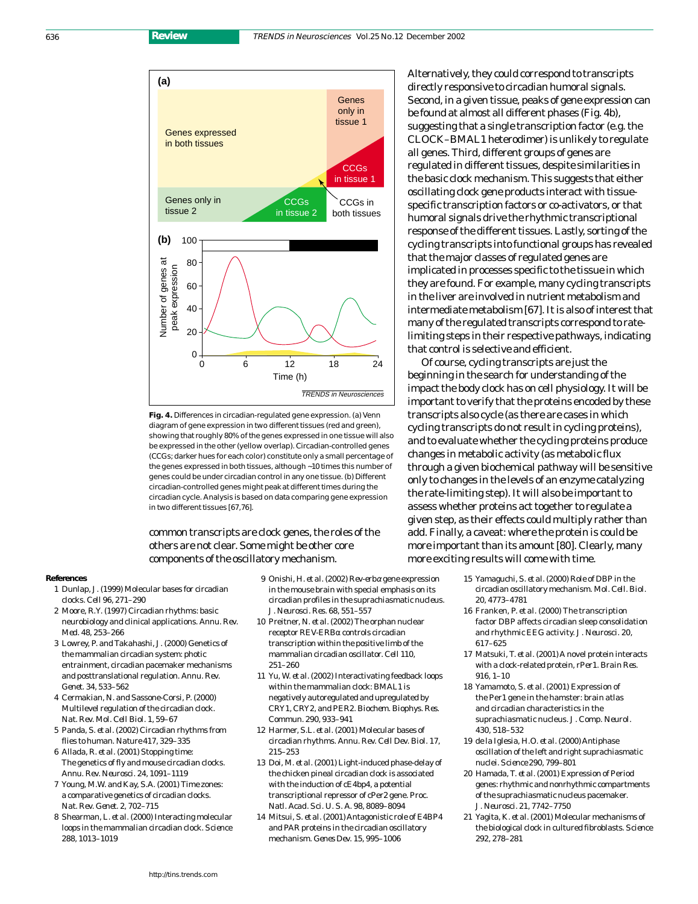(a)

Genes expressed in both tissues

Genes only in tissue 1

CCGs in tissue 1

Genes only in tissue 2

CCGs in tissue 2

CCGs in both tissues

(b)

Number of genes at peak expression

100

80

60

40

20

0

0

6

12

18

24

Time (h)

TRENDS in Neurosciences

**Fig. 4.** Differences in circadian-regulated gene expression. (a) Venn diagram of gene expression in two different tissues (red and green), showing that roughly 80% of the genes expressed in one tissue will also be expressed in the other (yellow overlap). Circadian-controlled genes (CCGs; darker hues for each color) constitute only a small percentage of the genes expressed in both tissues, although ~10 times this number of genes could be under circadian control in any one tissue. (b) Different circadian-controlled genes might peak at different times during the circadian cycle. Analysis is based on data comparing gene expression in two different tissues [67,76].

common transcripts are clock genes, the roles of the others are not clear. Some might be other core components of the oscillatory mechanism. Alternatively, they could correspond to transcripts directly responsive to circadian humoral signals. Second, in a given tissue, peaks of gene expression can be found at almost all different phases (Fig. 4b), suggesting that a single transcription factor (e.g. the CLOCK–BMAL1 heterodimer) is unlikely to regulate all genes. Third, different groups of genes are regulated in different tissues, despite similarities in the basic clock mechanism. This suggests that either oscillating clock gene products interact with tissue-specific transcription factors or co-activators, or that humoral signals drive the rhythmic transcriptional response of the different tissues. Lastly, sorting of the cycling transcripts into functional groups has revealed that the major classes of regulated genes are implicated in processes specific to the tissue in which they are found. For example, many cycling transcripts in the liver are involved in nutrient metabolism and intermediate metabolism [67]. It is also of interest that many of the regulated transcripts correspond to rate-limiting steps in their respective pathways, indicating that control is selective and efficient.

Of course, cycling transcripts are just the beginning in the search for understanding of the impact the body clock has on cell physiology. It will be important to verify that the proteins encoded by these transcripts also cycle (as there are cases in which cycling transcripts do not result in cycling proteins), and to evaluate whether the cycling proteins produce changes in metabolic activity (as metabolic flux through a given biochemical pathway will be sensitive only to changes in the levels of an enzyme catalyzing the rate-limiting step). It will also be important to assess whether proteins act together to regulate a given step, as their effects could multiply rather than add. Finally, a caveat: where the protein is could be more important than its amount [80]. Clearly, many more exciting results will come with time.

### References

1 Dunlap, J. (1999) Molecular bases for circadian clocks. Cell 96, 271–290

2 Moore, R.Y. (1997) Circadian rhythms: basic neurobiology and clinical applications. Annu. Rev. Med. 48, 253–266

3 Lowrey, P. and Takahashi, J. (2000) Genetics of the mammalian circadian system: photic entrainment, circadian pacemaker mechanisms and posttranslational regulation. Annu. Rev. Genet. 34, 533–562

4 Cermakian, N. and Sassone-Corsi, P. (2000) Multilevel regulation of the circadian clock. Nat. Rev. Mol. Cell Biol. 1, 59–67

5 Panda, S. et al. (2002) Circadian rhythms from flies to human. Nature 417, 329–335

6 Allada, R. et al. (2001) Stopping time: The genetics of fly and mouse circadian clocks. Annu. Rev. Neurosci. 24, 1091–1119

7 Young, M.W. and Kay, S.A. (2001) Time zones: a comparative genetics of circadian clocks. Nat. Rev. Genet. 2, 702–715

8 Shearman, L. et al. (2000) Interacting molecular loops in the mammalian circadian clock. Science 288, 1013–1019

9 Onishi, H. et al. (2002) Rev-erbα gene expression in the mouse brain with special emphasis on its circadian profiles in the suprachiasmatic nucleus. J. Neurosci. Res. 68, 551–557

10 Preitner, N. et al. (2002) The orphan nuclear receptor REV-ERBα controls circadian transcription within the positive limb of the mammalian circadian oscillator. Cell 110, 251–260

11 Yu, W. et al. (2002) Interactivating feedback loops within the mammalian clock: BMAL1 is negatively autoregulated and upregulated by CRY1, CRY2, and PER2. Biochem. Biophys. Res. Commun. 290, 933–941

12 Harmer, S.L. et al. (2001) Molecular bases of circadian rhythms. Annu. Rev. Cell Dev. Biol. 17, 215–253

13 Doi, M. et al. (2001) Light-induced phase-delay of the chicken pineal circadian clock is associated with the induction of cE4bp4, a potential transcriptional repressor of cPer2 gene. Proc. Natl. Acad. Sci. U. S. A. 98, 8089–8094

14 Mitsui, S. et al. (2001) Antagonistic role of E4BP4 and PAR proteins in the circadian oscillatory mechanism. Genes Dev. 15, 995–1006

15 Yamaguchi, S. et al. (2000) Role of DBP in the circadian oscillatory mechanism. Mol. Cell. Biol. 20, 4773–4781

16 Franken, P. et al. (2000) The transcription factor DBP affects circadian sleep consolidation and rhythmic EEG activity. J. Neurosci. 20, 617–625

17 Matsuki, T. et al. (2001) A novel protein interacts with a clock-related protein, rPer1. Brain Res. 916, 1–10

18 Yamamoto, S. et al. (2001) Expression of the Per1 gene in the hamster: brain atlas and circadian characteristics in the suprachiasmatic nucleus. J. Comp. Neurol. 430, 518–532

19 de la Iglesia, H.O. et al. (2000) Antiphase oscillation of the left and right suprachiasmatic nuclei. Science 290, 799–801

20 Hamada, T. et al. (2001) Expression of Period genes: rhythmic and nonrhythmic compartments of the suprachiasmatic nucleus pacemaker. J. Neurosci. 21, 7742–7750

21 Yagita, K. et al. (2001) Molecular mechanisms of the biological clock in cultured fibroblasts. Science 292, 278–281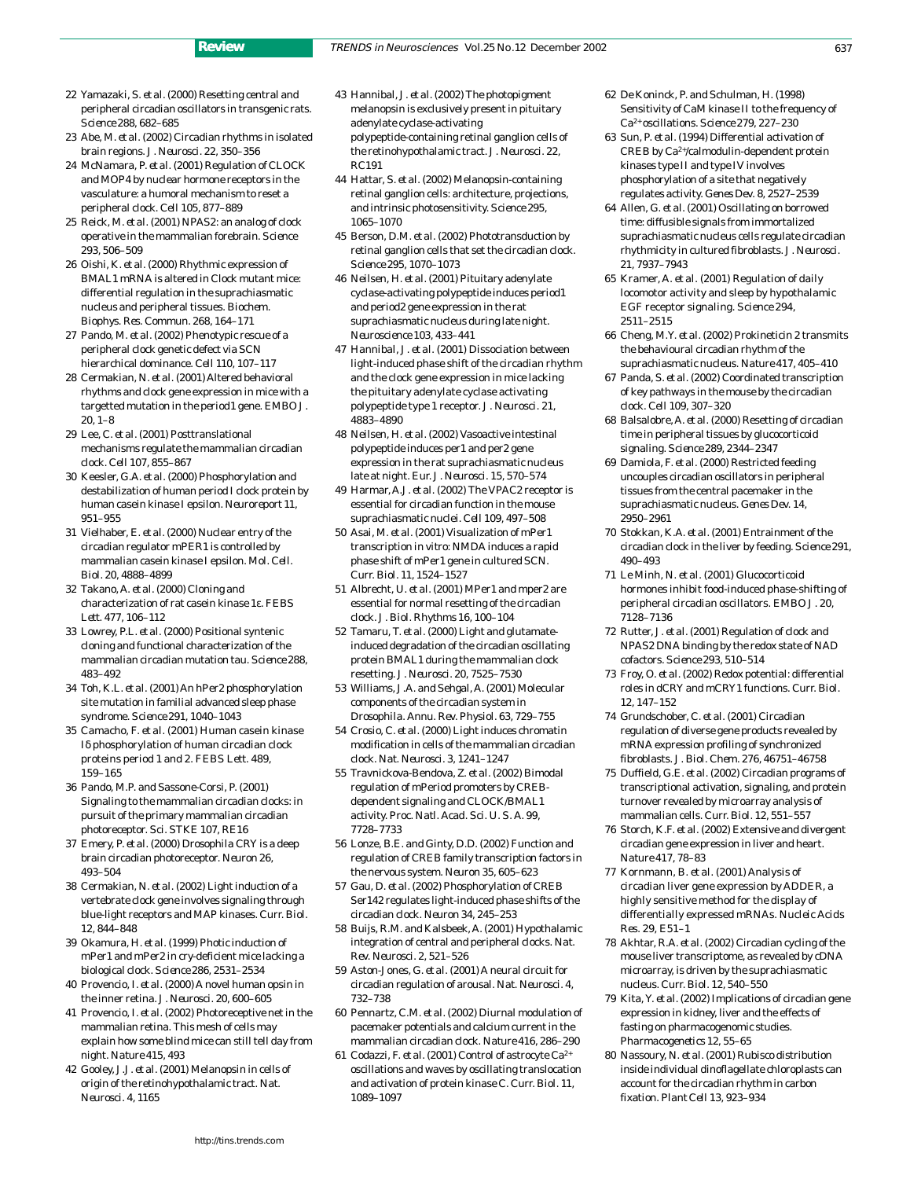22 Yamazaki, S. *et al.* (2000) Resetting central and peripheral circadian oscillators in transgenic rats. *Science* 288, 682–685

23 Abe, M. *et al.* (2002) Circadian rhythms in isolated brain regions. *J. Neurosci.* 22, 350–356

24 McNamara, P. *et al.* (2001) Regulation of CLOCK and MOP4 by nuclear hormone receptors in the vasculature: a humoral mechanism to reset a peripheral clock. *Cell* 105, 877–889

25 Reick, M. *et al.* (2001) NPAS2: an analog of clock operative in the mammalian forebrain. *Science* 293, 506–509

26 Oishi, K. *et al.* (2000) Rhythmic expression of BMAL1 mRNA is altered in Clock mutant mice: differential regulation in the suprachiasmatic nucleus and peripheral tissues. *Biochem. Biophys. Res. Commun.* 268, 164–171

27 Pando, M. *et al.* (2002) Phenotypic rescue of a peripheral clock genetic defect via SCN hierarchical dominance. *Cell* 110, 107–117

28 Cermakian, N. *et al.* (2001) Altered behavioral rhythms and clock gene expression in mice with a targetted mutation in the period1 gene. *EMBO J.* 20, 1–8

29 Lee, C. *et al.* (2001) Posttranslational mechanisms regulate the mammalian circadian clock. *Cell* 107, 855–867

30 Keesler, G.A. *et al.* (2000) Phosphorylation and destabilization of human period I clock protein by human casein kinase I epsilon. *Neuroreport* 11, 951–955

31 Vielhaber, E. *et al.* (2000) Nuclear entry of the circadian regulator mPER1 is controlled by mammalian casein kinase I epsilon. *Mol. Cell. Biol.* 20, 4888–4899

32 Takano, A. *et al.* (2000) Cloning and characterization of rat casein kinase 1ε. *FEBS Lett.* 477, 106–112

33 Lowrey, P.L. *et al.* (2000) Positional syntenic cloning and functional characterization of the mammalian circadian mutation tau. *Science* 288, 483–492

34 Toh, K.L. *et al.* (2001) An hPer2 phosphorylation site mutation in familial advanced sleep phase syndrome. *Science* 291, 1040–1043

35 Camacho, F. *et al.* (2001) Human casein kinase Iδ phosphorylation of human circadian clock proteins period 1 and 2. *FEBS Lett.* 489, 159–165

36 Pando, M.P. and Sassone-Corsi, P. (2001) Signaling to the mammalian circadian clocks: in pursuit of the primary mammalian circadian photoreceptor. *Sci. STKE* 107, RE16

37 Emery, P. *et al.* (2000) Drosophila CRY is a deep brain circadian photoreceptor. *Neuron* 26, 493–504

38 Cermakian, N. *et al.* (2002) Light induction of a vertebrate clock gene involves signaling through blue-light receptors and MAP kinases. *Curr. Biol.* 12, 844–848

39 Okamura, H. *et al.* (1999) Photic induction of mPer1 and mPer2 in cry-deficient mice lacking a biological clock. *Science* 286, 2531–2534

40 Provencio, I. *et al.* (2000) A novel human opsin in the inner retina. *J. Neurosci.* 20, 600–605

41 Provencio, I. *et al.* (2002) Photoreceptive net in the mammalian retina. This mesh of cells may explain how some blind mice can still tell day from night. *Nature* 415, 493

42 Gooley, J.J. *et al.* (2001) Melanopsin in cells of origin of the retinohypothalamic tract. *Nat. Neurosci.* 4, 1165

43 Hannibal, J. *et al.* (2002) The photopigment melanopsin is exclusively present in pituitary adenylate cyclase-activating polypeptide-containing retinal ganglion cells of the retinohypothalamic tract. *J. Neurosci.* 22, RC191

44 Hattar, S. *et al.* (2002) Melanopsin-containing retinal ganglion cells: architecture, projections, and intrinsic photosensitivity. *Science* 295, 1065–1070

45 Berson, D.M. *et al.* (2002) Phototransduction by retinal ganglion cells that set the circadian clock. *Science* 295, 1070–1073

46 Neilsen, H. *et al.* (2001) Pituitary adenylate cyclase-activating polypeptide induces period1 and period2 gene expression in the rat suprachiasmatic nucleus during late night. *Neuroscience* 103, 433–441

47 Hannibal, J. *et al.* (2001) Dissociation between light-induced phase shift of the circadian rhythm and the clock gene expression in mice lacking the pituitary adenylate cyclase activating polypeptide type 1 receptor. *J. Neurosci.* 21, 4883–4890

48 Neilsen, H. *et al.* (2002) Vasoactive intestinal polypeptide induces per1 and per2 gene expression in the rat suprachiasmatic nucleus late at night. *Eur. J. Neurosci.* 15, 570–574

49 Harmar, A.J. *et al.* (2002) The VPAC2 receptor is essential for circadian function in the mouse suprachiasmatic nuclei. *Cell* 109, 497–508

50 Asai, M. *et al.* (2001) Visualization of mPer1 transcription in vitro: NMDA induces a rapid phase shift of mPer1 gene in cultured SCN. *Curr. Biol.* 11, 1524–1527

51 Albrecht, U. *et al.* (2001) MPer1 and mper2 are essential for normal resetting of the circadian clock. *J. Biol. Rhythms* 16, 100–104

52 Tamaru, T. *et al.* (2000) Light and glutamate-induced degradation of the circadian oscillating protein BMAL1 during the mammalian clock resetting. *J. Neurosci.* 20, 7525–7530

53 Williams, J.A. and Sehgal, A. (2001) Molecular components of the circadian system in Drosophila. *Annu. Rev. Physiol.* 63, 729–755

54 Crosio, C. *et al.* (2000) Light induces chromatin modification in cells of the mammalian circadian clock. *Nat. Neurosci.* 3, 1241–1247

55 Travnickova-Bendova, Z. *et al.* (2002) Bimodal regulation of mPeriod promoters by CREB-dependent signaling and CLOCK/BMAL1 activity. *Proc. Natl. Acad. Sci. U. S. A.* 99, 7728–7733

56 Lonze, B.E. and Ginty, D.D. (2002) Function and regulation of CREB family transcription factors in the nervous system. *Neuron* 35, 605–623

57 Gau, D. *et al.* (2002) Phosphorylation of CREB Ser142 regulates light-induced phase shifts of the circadian clock. *Neuron* 34, 245–253

58 Buijs, R.M. and Kalsbeek, A. (2001) Hypothalamic integration of central and peripheral clocks. *Nat. Rev. Neurosci.* 2, 521–526

59 Aston-Jones, G. *et al.* (2001) A neural circuit for circadian regulation of arousal. *Nat. Neurosci.* 4, 732–738

60 Pennartz, C.M. *et al.* (2002) Diurnal modulation of pacemaker potentials and calcium current in the mammalian circadian clock. *Nature* 416, 286–290

61 Codazzi, F. *et al.* (2001) Control of astrocyte $Ca^{2+}$ oscillations and waves by oscillating translocation and activation of protein kinase C. *Curr. Biol.* 11, 1089–1097

62 De Koninck, P. and Schulman, H. (1998) Sensitivity of CaM kinase II to the frequency of $Ca^{2+}$ oscillations. *Science* 279, 227–230

63 Sun, P. *et al.* (1994) Differential activation of CREB by $Ca^{2+}$/calmodulin-dependent protein kinases type II and type IV involves phosphorylation of a site that negatively regulates activity. *Genes Dev.* 8, 2527–2539

64 Allen, G. *et al.* (2001) Oscillating on borrowed time: diffusible signals from immortalized suprachiasmatic nucleus cells regulate circadian rhythmicity in cultured fibroblasts. *J. Neurosci.* 21, 7937–7943

65 Kramer, A. *et al.* (2001) Regulation of daily locomotor activity and sleep by hypothalamic EGF receptor signaling. *Science* 294, 2511–2515

66 Cheng, M.Y. *et al.* (2002) Prokineticin 2 transmits the behavioural circadian rhythm of the suprachiasmatic nucleus. *Nature* 417, 405–410

67 Panda, S. *et al.* (2002) Coordinated transcription of key pathways in the mouse by the circadian clock. *Cell* 109, 307–320

68 Balsalobre, A. *et al.* (2000) Resetting of circadian time in peripheral tissues by glucocorticoid signaling. *Science* 289, 2344–2347

69 Damiola, F. *et al.* (2000) Restricted feeding uncouples circadian oscillators in peripheral tissues from the central pacemaker in the suprachiasmatic nucleus. *Genes Dev.* 14, 2950–2961

70 Stokkan, K.A. *et al.* (2001) Entrainment of the circadian clock in the liver by feeding. *Science* 291, 490–493

71 Le Minh, N. *et al.* (2001) Glucocorticoid hormones inhibit food-induced phase-shifting of peripheral circadian oscillators. *EMBO J.* 20, 7128–7136

72 Rutter, J. *et al.* (2001) Regulation of clock and NPAS2 DNA binding by the redox state of NAD cofactors. *Science* 293, 510–514

73 Froy, O. *et al.* (2002) Redox potential: differential roles in dCRY and mCRY1 functions. *Curr. Biol.* 12, 147–152

74 Grundschober, C. *et al.* (2001) Circadian regulation of diverse gene products revealed by mRNA expression profiling of synchronized fibroblasts. *J. Biol. Chem.* 276, 46751–46758

75 Duffield, G.E. *et al.* (2002) Circadian programs of transcriptional activation, signaling, and protein turnover revealed by microarray analysis of mammalian cells. *Curr. Biol.* 12, 551–557

76 Storch, K.F. *et al.* (2002) Extensive and divergent circadian gene expression in liver and heart. *Nature* 417, 78–83

77 Kornmann, B. *et al.* (2001) Analysis of circadian liver gene expression by ADDER, a highly sensitive method for the display of differentially expressed mRNAs. *Nucleic Acids Res.* 29, E51–1

78 Akhtar, R.A. *et al.* (2002) Circadian cycling of the mouse liver transcriptome, as revealed by cDNA microarray, is driven by the suprachiasmatic nucleus. *Curr. Biol.* 12, 540–550

79 Kita, Y. *et al.* (2002) Implications of circadian gene expression in kidney, liver and the effects of fasting on pharmacogenomic studies. *Pharmacogenetics* 12, 55–65

80 Nassoury, N. *et al.* (2001) Rubisco distribution inside individual dinoflagellate chloroplasts can account for the circadian rhythm in carbon fixation. *Plant Cell* 13, 923–934